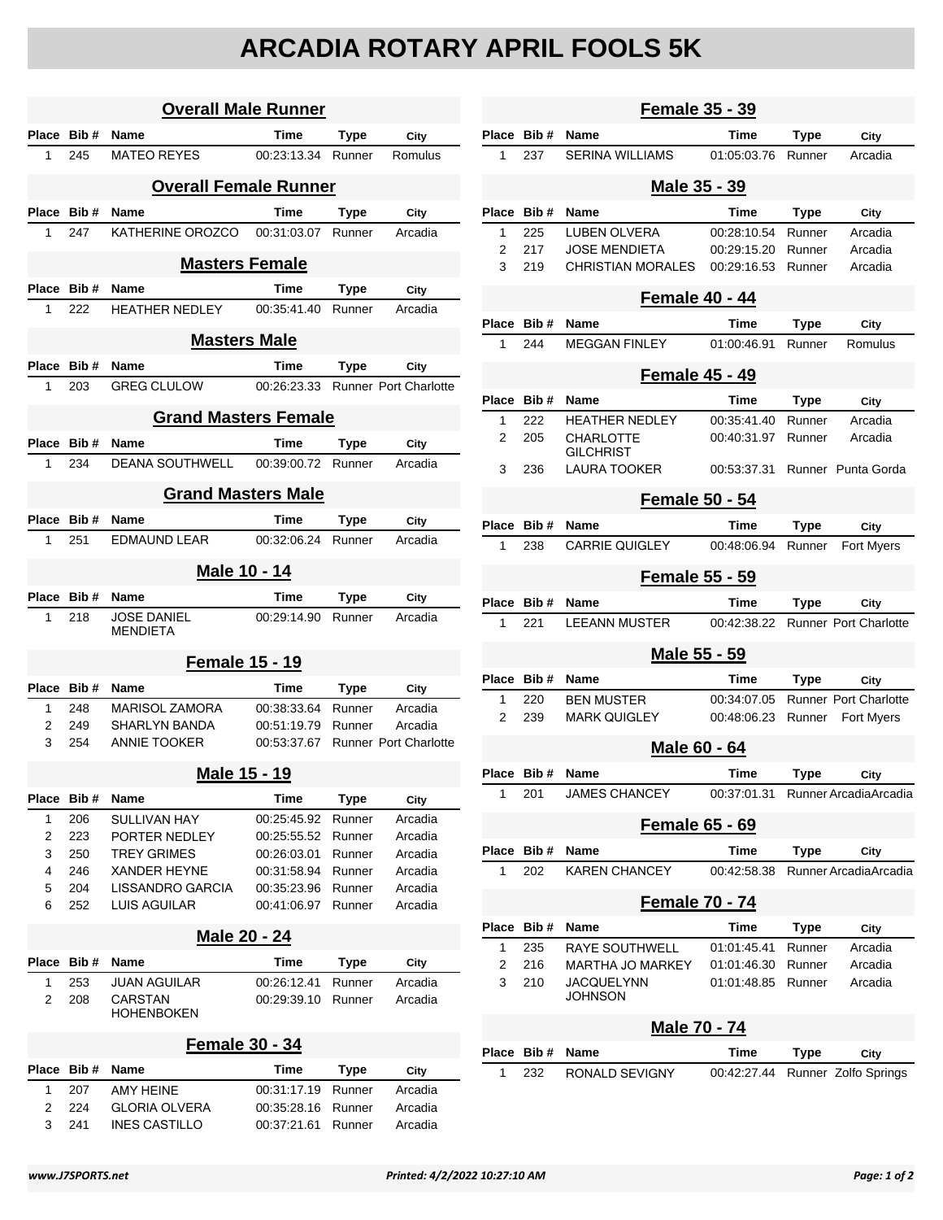# ARCADIA ROTARY APRIL FOOLS 5K

## Overall Male Runner

| Place | Bib # | Name | Time | Type | City |
|---|---|---|---|---|---|
| 1 | 245 | MATEO REYES | 00:23:13.34 | Runner | Romulus |

## Overall Female Runner

| Place | Bib # | Name | Time | Type | City |
|---|---|---|---|---|---|
| 1 | 247 | KATHERINE OROZCO | 00:31:03.07 | Runner | Arcadia |

## Masters Female

| Place | Bib # | Name | Time | Type | City |
|---|---|---|---|---|---|
| 1 | 222 | HEATHER NEDLEY | 00:35:41.40 | Runner | Arcadia |

## Masters Male

| Place | Bib # | Name | Time | Type | City |
|---|---|---|---|---|---|
| 1 | 203 | GREG CLULOW | 00:26:23.33 | Runner | Port Charlotte |

## Grand Masters Female

| Place | Bib # | Name | Time | Type | City |
|---|---|---|---|---|---|
| 1 | 234 | DEANA SOUTHWELL | 00:39:00.72 | Runner | Arcadia |

## Grand Masters Male

| Place | Bib # | Name | Time | Type | City |
|---|---|---|---|---|---|
| 1 | 251 | EDMAUND LEAR | 00:32:06.24 | Runner | Arcadia |

## Male 10 - 14

| Place | Bib # | Name | Time | Type | City |
|---|---|---|---|---|---|
| 1 | 218 | JOSE DANIEL MENDIETA | 00:29:14.90 | Runner | Arcadia |

## Female 15 - 19

| Place | Bib # | Name | Time | Type | City |
|---|---|---|---|---|---|
| 1 | 248 | MARISOL ZAMORA | 00:38:33.64 | Runner | Arcadia |
| 2 | 249 | SHARLYN BANDA | 00:51:19.79 | Runner | Arcadia |
| 3 | 254 | ANNIE TOOKER | 00:53:37.67 | Runner | Port Charlotte |

## Male 15 - 19

| Place | Bib # | Name | Time | Type | City |
|---|---|---|---|---|---|
| 1 | 206 | SULLIVAN HAY | 00:25:45.92 | Runner | Arcadia |
| 2 | 223 | PORTER NEDLEY | 00:25:55.52 | Runner | Arcadia |
| 3 | 250 | TREY GRIMES | 00:26:03.01 | Runner | Arcadia |
| 4 | 246 | XANDER HEYNE | 00:31:58.94 | Runner | Arcadia |
| 5 | 204 | LISSANDRO GARCIA | 00:35:23.96 | Runner | Arcadia |
| 6 | 252 | LUIS AGUILAR | 00:41:06.97 | Runner | Arcadia |

## Male 20 - 24

| Place | Bib # | Name | Time | Type | City |
|---|---|---|---|---|---|
| 1 | 253 | JUAN AGUILAR | 00:26:12.41 | Runner | Arcadia |
| 2 | 208 | CARSTAN HOHENBOKEN | 00:29:39.10 | Runner | Arcadia |

## Female 30 - 34

| Place | Bib # | Name | Time | Type | City |
|---|---|---|---|---|---|
| 1 | 207 | AMY HEINE | 00:31:17.19 | Runner | Arcadia |
| 2 | 224 | GLORIA OLVERA | 00:35:28.16 | Runner | Arcadia |
| 3 | 241 | INES CASTILLO | 00:37:21.61 | Runner | Arcadia |

## Female 35 - 39

| Place | Bib # | Name | Time | Type | City |
|---|---|---|---|---|---|
| 1 | 237 | SERINA WILLIAMS | 01:05:03.76 | Runner | Arcadia |

## Male 35 - 39

| Place | Bib # | Name | Time | Type | City |
|---|---|---|---|---|---|
| 1 | 225 | LUBEN OLVERA | 00:28:10.54 | Runner | Arcadia |
| 2 | 217 | JOSE MENDIETA | 00:29:15.20 | Runner | Arcadia |
| 3 | 219 | CHRISTIAN MORALES | 00:29:16.53 | Runner | Arcadia |

## Female 40 - 44

| Place | Bib # | Name | Time | Type | City |
|---|---|---|---|---|---|
| 1 | 244 | MEGGAN FINLEY | 01:00:46.91 | Runner | Romulus |

## Female 45 - 49

| Place | Bib # | Name | Time | Type | City |
|---|---|---|---|---|---|
| 1 | 222 | HEATHER NEDLEY | 00:35:41.40 | Runner | Arcadia |
| 2 | 205 | CHARLOTTE GILCHRIST | 00:40:31.97 | Runner | Arcadia |
| 3 | 236 | LAURA TOOKER | 00:53:37.31 | Runner | Punta Gorda |

## Female 50 - 54

| Place | Bib # | Name | Time | Type | City |
|---|---|---|---|---|---|
| 1 | 238 | CARRIE QUIGLEY | 00:48:06.94 | Runner | Fort Myers |

## Female 55 - 59

| Place | Bib # | Name | Time | Type | City |
|---|---|---|---|---|---|
| 1 | 221 | LEEANN MUSTER | 00:42:38.22 | Runner | Port Charlotte |

## Male 55 - 59

| Place | Bib # | Name | Time | Type | City |
|---|---|---|---|---|---|
| 1 | 220 | BEN MUSTER | 00:34:07.05 | Runner | Port Charlotte |
| 2 | 239 | MARK QUIGLEY | 00:48:06.23 | Runner | Fort Myers |

## Male 60 - 64

| Place | Bib # | Name | Time | Type | City |
|---|---|---|---|---|---|
| 1 | 201 | JAMES CHANCEY | 00:37:01.31 | Runner | ArcadiaArcadia |

## Female 65 - 69

| Place | Bib # | Name | Time | Type | City |
|---|---|---|---|---|---|
| 1 | 202 | KAREN CHANCEY | 00:42:58.38 | Runner | ArcadiaArcadia |

## Female 70 - 74

| Place | Bib # | Name | Time | Type | City |
|---|---|---|---|---|---|
| 1 | 235 | RAYE SOUTHWELL | 01:01:45.41 | Runner | Arcadia |
| 2 | 216 | MARTHA JO MARKEY | 01:01:46.30 | Runner | Arcadia |
| 3 | 210 | JACQUELYNN JOHNSON | 01:01:48.85 | Runner | Arcadia |

## Male 70 - 74

| Place | Bib # | Name | Time | Type | City |
|---|---|---|---|---|---|
| 1 | 232 | RONALD SEVIGNY | 00:42:27.44 | Runner | Zolfo Springs |

www.J7SPORTS.net — Printed: 4/2/2022 10:27:10 AM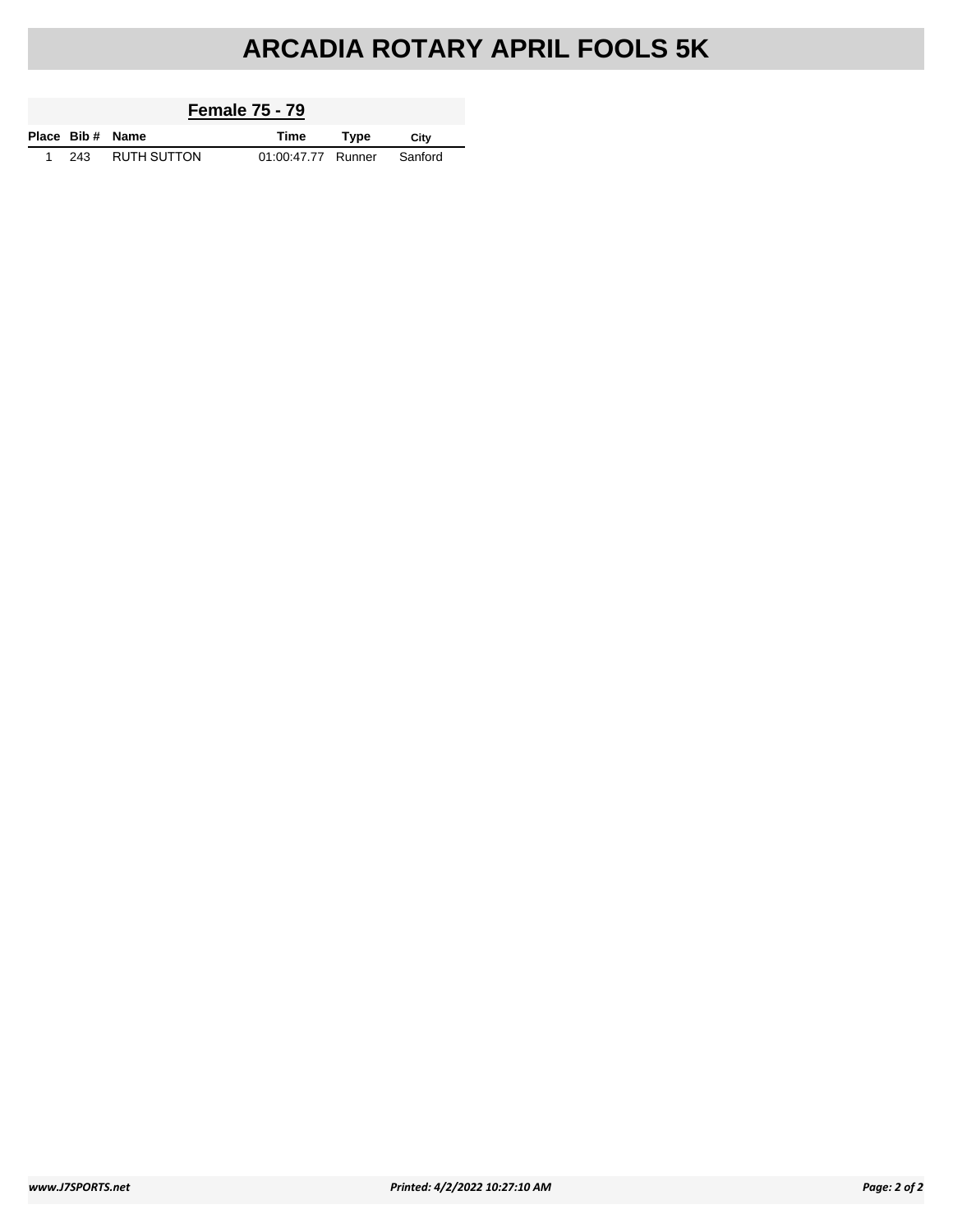# ARCADIA ROTARY APRIL FOOLS 5K

## Female 75 - 79

| Place | Bib # | Name | Time | Type | City |
|---|---|---|---|---|---|
| 1 | 243 | RUTH SUTTON | 01:00:47.77 | Runner | Sanford |